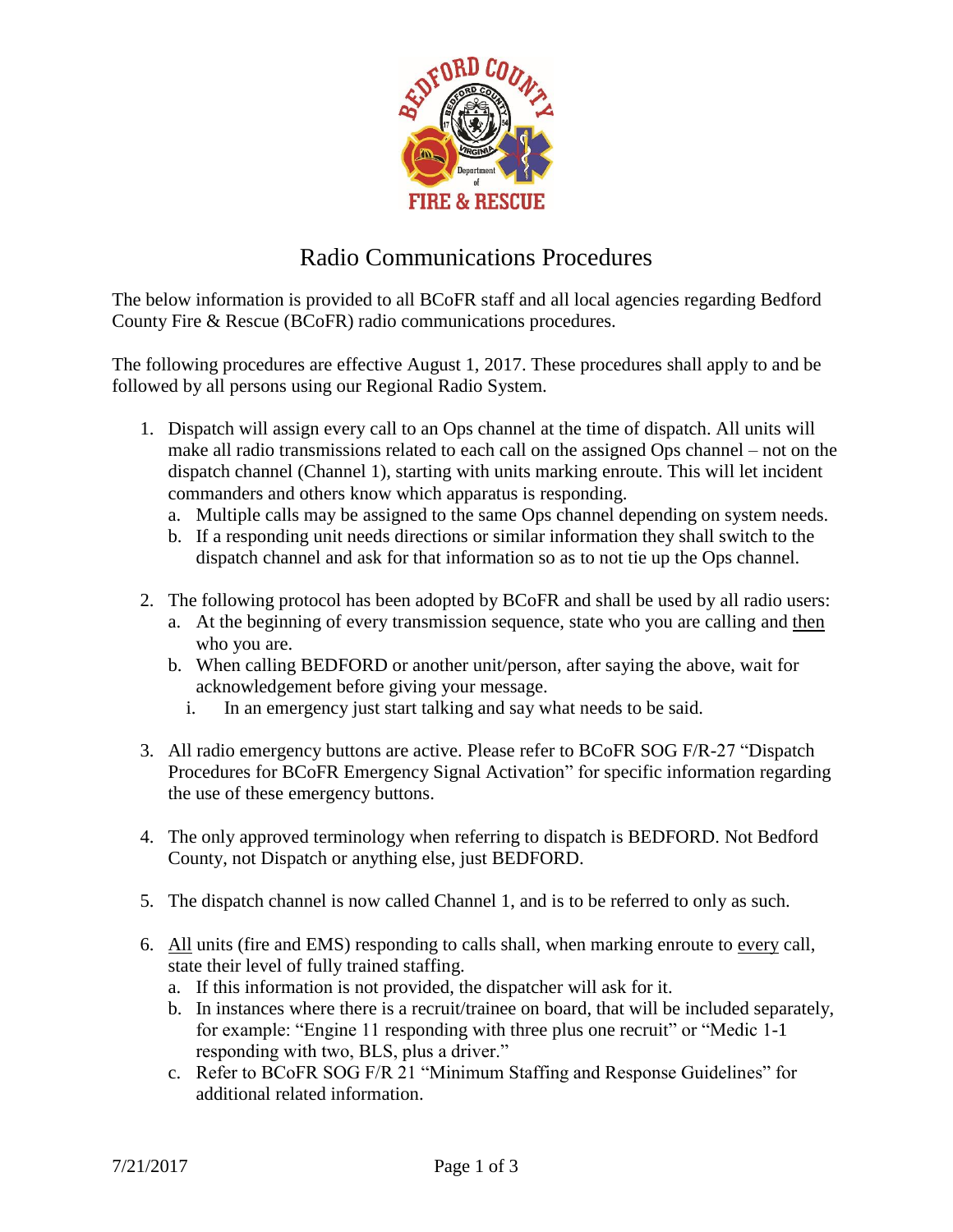# Radio Communications Procedures

The below information is provided to all BCoFR staff and all local agencies regarding Bedford County Fire & Rescue (BCoFR) radio communications procedures.

The following procedures are effective August 1, 2017. These procedures shall apply to and be followed by all persons using our Regional Radio System.

1. Dispatch will assign every call to an Ops channel at the time of dispatch. All units will make all radio transmissions related to each call on the assigned Ops channel – not on the dispatch channel (Channel 1), starting with units marking enroute. This will let incident commanders and others know which apparatus is responding.
   a. Multiple calls may be assigned to the same Ops channel depending on system needs.
   b. If a responding unit needs directions or similar information they shall switch to the dispatch channel and ask for that information so as to not tie up the Ops channel.

2. The following protocol has been adopted by BCoFR and shall be used by all radio users:
   a. At the beginning of every transmission sequence, state who you are calling and <u>then</u> who you are.
   b. When calling BEDFORD or another unit/person, after saying the above, wait for acknowledgement before giving your message.
      i. In an emergency just start talking and say what needs to be said.

3. All radio emergency buttons are active. Please refer to BCoFR SOG F/R-27 "Dispatch Procedures for BCoFR Emergency Signal Activation" for specific information regarding the use of these emergency buttons.

4. The only approved terminology when referring to dispatch is BEDFORD. Not Bedford County, not Dispatch or anything else, just BEDFORD.

5. The dispatch channel is now called Channel 1, and is to be referred to only as such.

6. <u>All</u> units (fire and EMS) responding to calls shall, when marking enroute to <u>every</u> call, state their level of fully trained staffing.
   a. If this information is not provided, the dispatcher will ask for it.
   b. In instances where there is a recruit/trainee on board, that will be included separately, for example: "Engine 11 responding with three plus one recruit" or "Medic 1-1 responding with two, BLS, plus a driver."
   c. Refer to BCoFR SOG F/R 21 "Minimum Staffing and Response Guidelines" for additional related information.

7/21/2017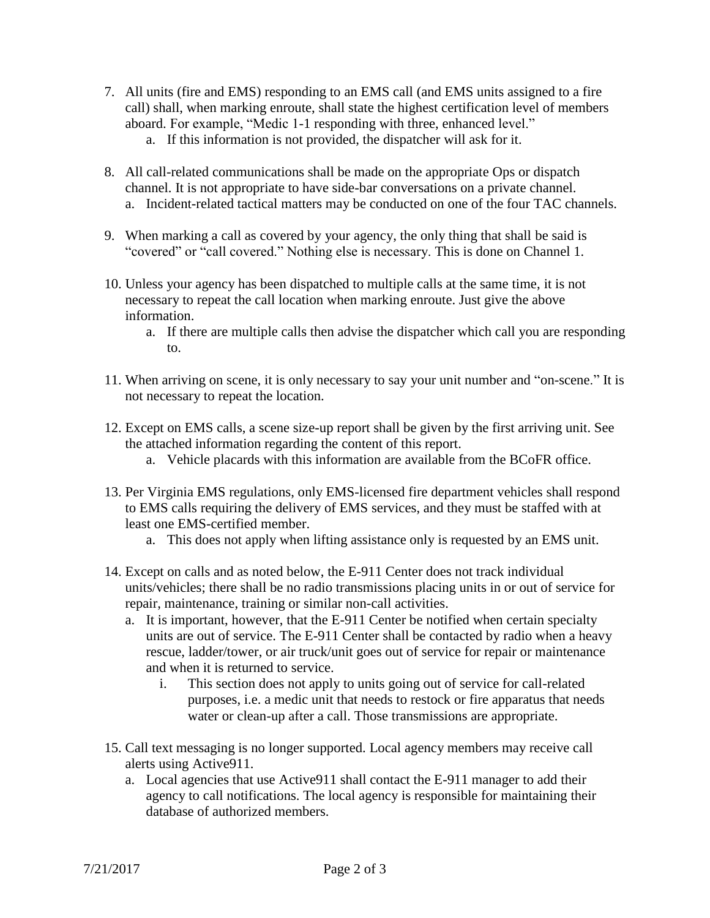7. All units (fire and EMS) responding to an EMS call (and EMS units assigned to a fire call) shall, when marking enroute, shall state the highest certification level of members aboard. For example, "Medic 1-1 responding with three, enhanced level."
    a. If this information is not provided, the dispatcher will ask for it.

8. All call-related communications shall be made on the appropriate Ops or dispatch channel. It is not appropriate to have side-bar conversations on a private channel.
    a. Incident-related tactical matters may be conducted on one of the four TAC channels.

9. When marking a call as covered by your agency, the only thing that shall be said is "covered" or "call covered." Nothing else is necessary. This is done on Channel 1.

10. Unless your agency has been dispatched to multiple calls at the same time, it is not necessary to repeat the call location when marking enroute. Just give the above information.
    a. If there are multiple calls then advise the dispatcher which call you are responding to.

11. When arriving on scene, it is only necessary to say your unit number and "on-scene." It is not necessary to repeat the location.

12. Except on EMS calls, a scene size-up report shall be given by the first arriving unit. See the attached information regarding the content of this report.
    a. Vehicle placards with this information are available from the BCoFR office.

13. Per Virginia EMS regulations, only EMS-licensed fire department vehicles shall respond to EMS calls requiring the delivery of EMS services, and they must be staffed with at least one EMS-certified member.
    a. This does not apply when lifting assistance only is requested by an EMS unit.

14. Except on calls and as noted below, the E-911 Center does not track individual units/vehicles; there shall be no radio transmissions placing units in or out of service for repair, maintenance, training or similar non-call activities.
    a. It is important, however, that the E-911 Center be notified when certain specialty units are out of service. The E-911 Center shall be contacted by radio when a heavy rescue, ladder/tower, or air truck/unit goes out of service for repair or maintenance and when it is returned to service.
        i. This section does not apply to units going out of service for call-related purposes, i.e. a medic unit that needs to restock or fire apparatus that needs water or clean-up after a call. Those transmissions are appropriate.

15. Call text messaging is no longer supported. Local agency members may receive call alerts using Active911.
    a. Local agencies that use Active911 shall contact the E-911 manager to add their agency to call notifications. The local agency is responsible for maintaining their database of authorized members.

7/21/2017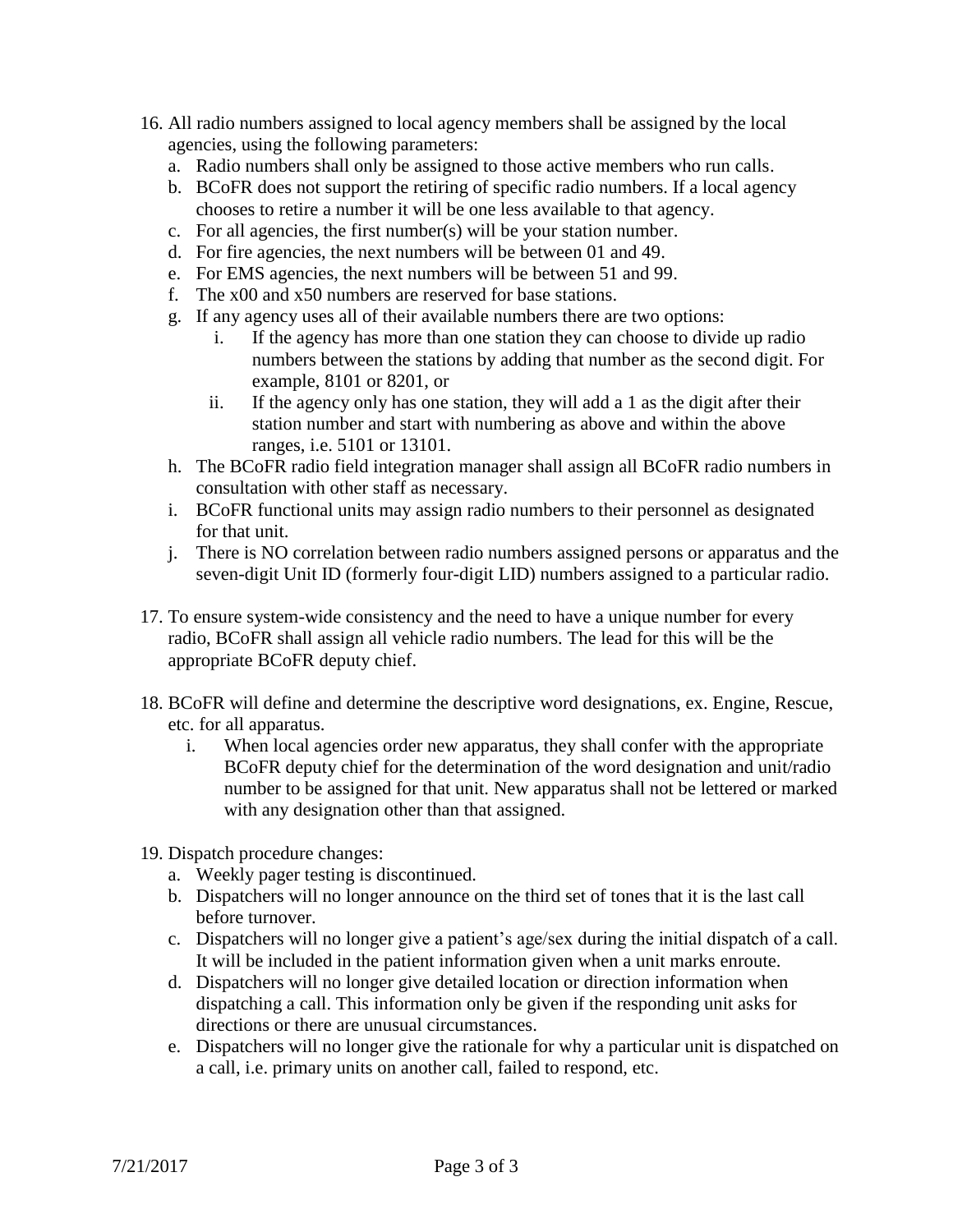16. All radio numbers assigned to local agency members shall be assigned by the local agencies, using the following parameters:
    a. Radio numbers shall only be assigned to those active members who run calls.
    b. BCoFR does not support the retiring of specific radio numbers. If a local agency chooses to retire a number it will be one less available to that agency.
    c. For all agencies, the first number(s) will be your station number.
    d. For fire agencies, the next numbers will be between 01 and 49.
    e. For EMS agencies, the next numbers will be between 51 and 99.
    f. The x00 and x50 numbers are reserved for base stations.
    g. If any agency uses all of their available numbers there are two options:
        i. If the agency has more than one station they can choose to divide up radio numbers between the stations by adding that number as the second digit. For example, 8101 or 8201, or
        ii. If the agency only has one station, they will add a 1 as the digit after their station number and start with numbering as above and within the above ranges, i.e. 5101 or 13101.
    h. The BCoFR radio field integration manager shall assign all BCoFR radio numbers in consultation with other staff as necessary.
    i. BCoFR functional units may assign radio numbers to their personnel as designated for that unit.
    j. There is NO correlation between radio numbers assigned persons or apparatus and the seven-digit Unit ID (formerly four-digit LID) numbers assigned to a particular radio.

17. To ensure system-wide consistency and the need to have a unique number for every radio, BCoFR shall assign all vehicle radio numbers. The lead for this will be the appropriate BCoFR deputy chief.

18. BCoFR will define and determine the descriptive word designations, ex. Engine, Rescue, etc. for all apparatus.
    i. When local agencies order new apparatus, they shall confer with the appropriate BCoFR deputy chief for the determination of the word designation and unit/radio number to be assigned for that unit. New apparatus shall not be lettered or marked with any designation other than that assigned.

19. Dispatch procedure changes:
    a. Weekly pager testing is discontinued.
    b. Dispatchers will no longer announce on the third set of tones that it is the last call before turnover.
    c. Dispatchers will no longer give a patient's age/sex during the initial dispatch of a call. It will be included in the patient information given when a unit marks enroute.
    d. Dispatchers will no longer give detailed location or direction information when dispatching a call. This information only be given if the responding unit asks for directions or there are unusual circumstances.
    e. Dispatchers will no longer give the rationale for why a particular unit is dispatched on a call, i.e. primary units on another call, failed to respond, etc.

7/21/2017